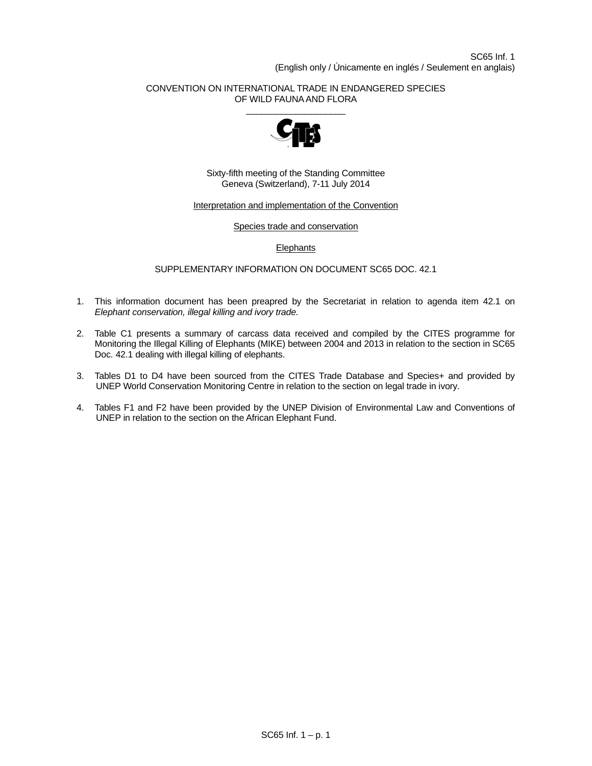SC65 Inf. 1
(English only / Únicamente en inglés / Seulement en anglais)

CONVENTION ON INTERNATIONAL TRADE IN ENDANGERED SPECIES
OF WILD FAUNA AND FLORA

Sixty-fifth meeting of the Standing Committee
Geneva (Switzerland), 7-11 July 2014

Interpretation and implementation of the Convention

Species trade and conservation

Elephants

SUPPLEMENTARY INFORMATION ON DOCUMENT SC65 DOC. 42.1

1. This information document has been preapred by the Secretariat in relation to agenda item 42.1 on *Elephant conservation, illegal killing and ivory trade.*

2. Table C1 presents a summary of carcass data received and compiled by the CITES programme for Monitoring the Illegal Killing of Elephants (MIKE) between 2004 and 2013 in relation to the section in SC65 Doc. 42.1 dealing with illegal killing of elephants.

3. Tables D1 to D4 have been sourced from the CITES Trade Database and Species+ and provided by UNEP World Conservation Monitoring Centre in relation to the section on legal trade in ivory.

4. Tables F1 and F2 have been provided by the UNEP Division of Environmental Law and Conventions of UNEP in relation to the section on the African Elephant Fund.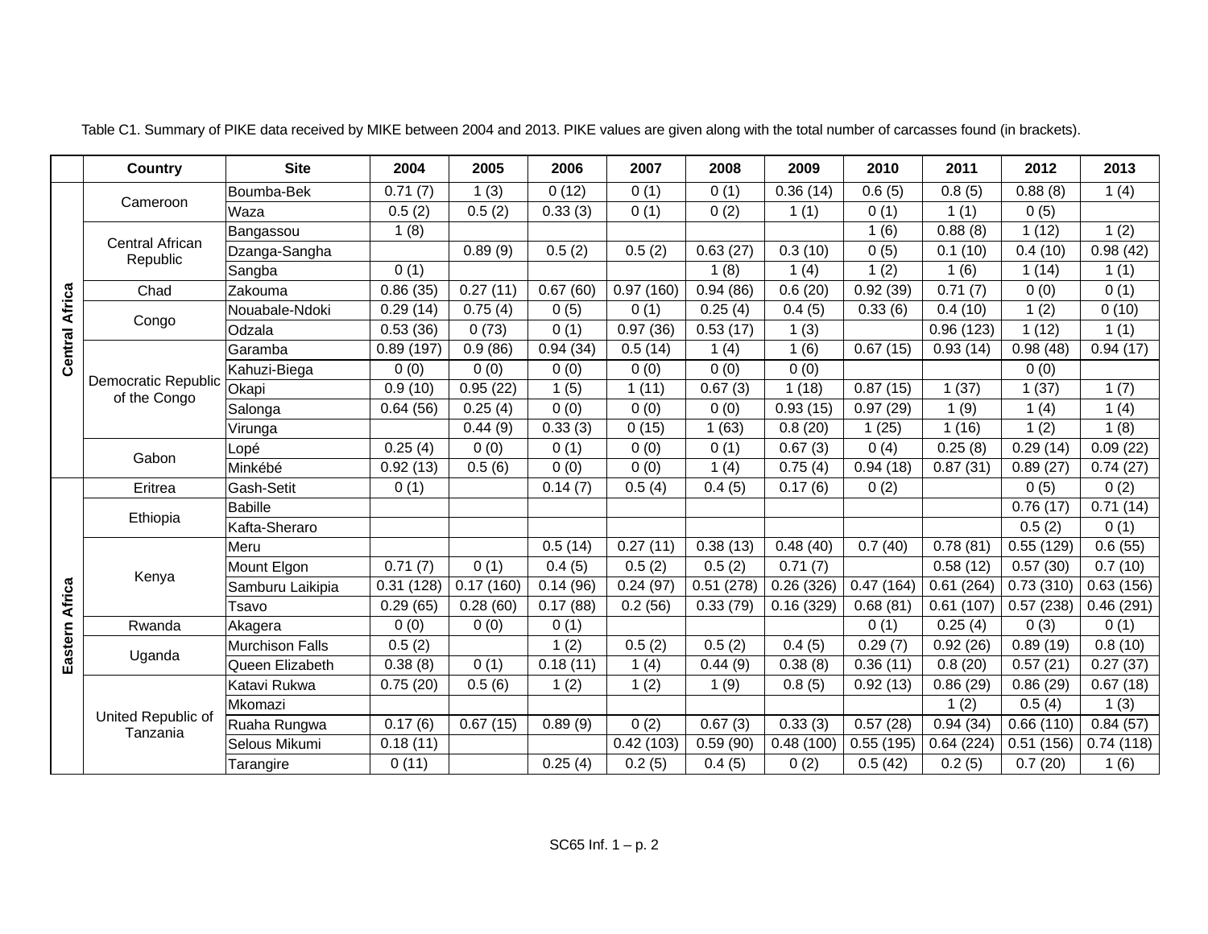Table C1. Summary of PIKE data received by MIKE between 2004 and 2013. PIKE values are given along with the total number of carcasses found (in brackets).

| | Country | Site | 2004 | 2005 | 2006 | 2007 | 2008 | 2009 | 2010 | 2011 | 2012 | 2013 |
|---|---|---|---|---|---|---|---|---|---|---|---|---|
| Central Africa | Cameroon | Boumba-Bek | 0.71 (7) | 1 (3) | 0 (12) | 0 (1) | 0 (1) | 0.36 (14) | 0.6 (5) | 0.8 (5) | 0.88 (8) | 1 (4) |
| | | Waza | 0.5 (2) | 0.5 (2) | 0.33 (3) | 0 (1) | 0 (2) | 1 (1) | 0 (1) | 1 (1) | 0 (5) | |
| | Central African Republic | Bangassou | 1 (8) | | | | | | 1 (6) | 0.88 (8) | 1 (12) | 1 (2) |
| | | Dzanga-Sangha | | 0.89 (9) | 0.5 (2) | 0.5 (2) | 0.63 (27) | 0.3 (10) | 0 (5) | 0.1 (10) | 0.4 (10) | 0.98 (42) |
| | | Sangba | 0 (1) | | | | 1 (8) | 1 (4) | 1 (2) | 1 (6) | 1 (14) | 1 (1) |
| | Chad | Zakouma | 0.86 (35) | 0.27 (11) | 0.67 (60) | 0.97 (160) | 0.94 (86) | 0.6 (20) | 0.92 (39) | 0.71 (7) | 0 (0) | 0 (1) |
| | Congo | Nouabale-Ndoki | 0.29 (14) | 0.75 (4) | 0 (5) | 0 (1) | 0.25 (4) | 0.4 (5) | 0.33 (6) | 0.4 (10) | 1 (2) | 0 (10) |
| | | Odzala | 0.53 (36) | 0 (73) | 0 (1) | 0.97 (36) | 0.53 (17) | 1 (3) | | 0.96 (123) | 1 (12) | 1 (1) |
| | Democratic Republic of the Congo | Garamba | 0.89 (197) | 0.9 (86) | 0.94 (34) | 0.5 (14) | 1 (4) | 1 (6) | 0.67 (15) | 0.93 (14) | 0.98 (48) | 0.94 (17) |
| | | Kahuzi-Biega | 0 (0) | 0 (0) | 0 (0) | 0 (0) | 0 (0) | 0 (0) | | | 0 (0) | |
| | | Okapi | 0.9 (10) | 0.95 (22) | 1 (5) | 1 (11) | 0.67 (3) | 1 (18) | 0.87 (15) | 1 (37) | 1 (37) | 1 (7) |
| | | Salonga | 0.64 (56) | 0.25 (4) | 0 (0) | 0 (0) | 0 (0) | 0.93 (15) | 0.97 (29) | 1 (9) | 1 (4) | 1 (4) |
| | | Virunga | | 0.44 (9) | 0.33 (3) | 0 (15) | 1 (63) | 0.8 (20) | 1 (25) | 1 (16) | 1 (2) | 1 (8) |
| | Gabon | Lopé | 0.25 (4) | 0 (0) | 0 (1) | 0 (0) | 0 (1) | 0.67 (3) | 0 (4) | 0.25 (8) | 0.29 (14) | 0.09 (22) |
| | | Minkébé | 0.92 (13) | 0.5 (6) | 0 (0) | 0 (0) | 1 (4) | 0.75 (4) | 0.94 (18) | 0.87 (31) | 0.89 (27) | 0.74 (27) |
| Eastern Africa | Eritrea | Gash-Setit | 0 (1) | | 0.14 (7) | 0.5 (4) | 0.4 (5) | 0.17 (6) | 0 (2) | | 0 (5) | 0 (2) |
| | Ethiopia | Babille | | | | | | | | | 0.76 (17) | 0.71 (14) |
| | | Kafta-Sheraro | | | | | | | | | 0.5 (2) | 0 (1) |
| | Kenya | Meru | | | 0.5 (14) | 0.27 (11) | 0.38 (13) | 0.48 (40) | 0.7 (40) | 0.78 (81) | 0.55 (129) | 0.6 (55) |
| | | Mount Elgon | 0.71 (7) | 0 (1) | 0.4 (5) | 0.5 (2) | 0.5 (2) | 0.71 (7) | | 0.58 (12) | 0.57 (30) | 0.7 (10) |
| | | Samburu Laikipia | 0.31 (128) | 0.17 (160) | 0.14 (96) | 0.24 (97) | 0.51 (278) | 0.26 (326) | 0.47 (164) | 0.61 (264) | 0.73 (310) | 0.63 (156) |
| | | Tsavo | 0.29 (65) | 0.28 (60) | 0.17 (88) | 0.2 (56) | 0.33 (79) | 0.16 (329) | 0.68 (81) | 0.61 (107) | 0.57 (238) | 0.46 (291) |
| | Rwanda | Akagera | 0 (0) | 0 (0) | 0 (1) | | | | 0 (1) | 0.25 (4) | 0 (3) | 0 (1) |
| | Uganda | Murchison Falls | 0.5 (2) | | 1 (2) | 0.5 (2) | 0.5 (2) | 0.4 (5) | 0.29 (7) | 0.92 (26) | 0.89 (19) | 0.8 (10) |
| | | Queen Elizabeth | 0.38 (8) | 0 (1) | 0.18 (11) | 1 (4) | 0.44 (9) | 0.38 (8) | 0.36 (11) | 0.8 (20) | 0.57 (21) | 0.27 (37) |
| | United Republic of Tanzania | Katavi Rukwa | 0.75 (20) | 0.5 (6) | 1 (2) | 1 (2) | 1 (9) | 0.8 (5) | 0.92 (13) | 0.86 (29) | 0.86 (29) | 0.67 (18) |
| | | Mkomazi | | | | | | | | 1 (2) | 0.5 (4) | 1 (3) |
| | | Ruaha Rungwa | 0.17 (6) | 0.67 (15) | 0.89 (9) | 0 (2) | 0.67 (3) | 0.33 (3) | 0.57 (28) | 0.94 (34) | 0.66 (110) | 0.84 (57) |
| | | Selous Mikumi | 0.18 (11) | | | 0.42 (103) | 0.59 (90) | 0.48 (100) | 0.55 (195) | 0.64 (224) | 0.51 (156) | 0.74 (118) |
| | | Tarangire | 0 (11) | | 0.25 (4) | 0.2 (5) | 0.4 (5) | 0 (2) | 0.5 (42) | 0.2 (5) | 0.7 (20) | 1 (6) |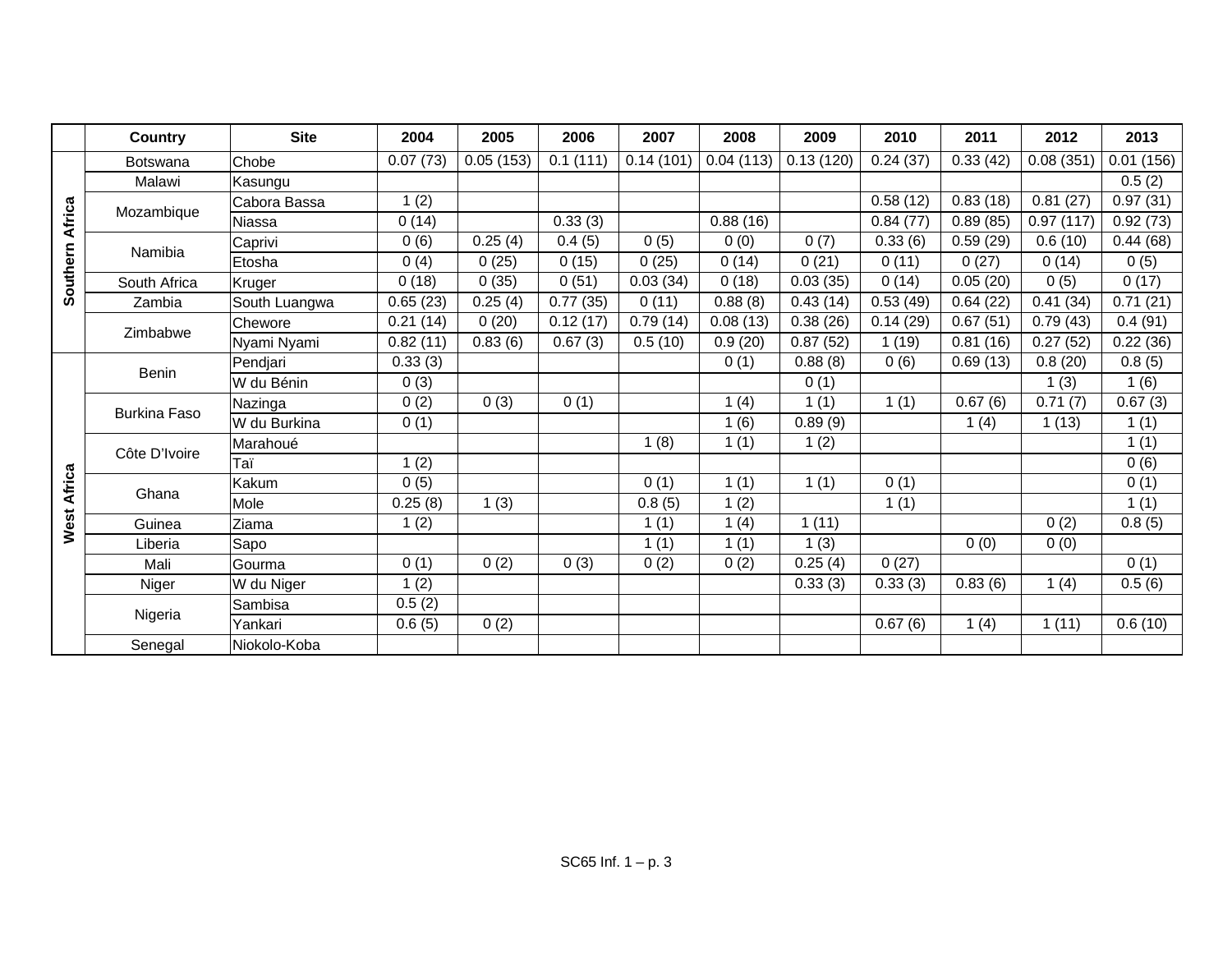| | Country | Site | 2004 | 2005 | 2006 | 2007 | 2008 | 2009 | 2010 | 2011 | 2012 | 2013 |
|---|---|---|---|---|---|---|---|---|---|---|---|---|
| Southern Africa | Botswana | Chobe | 0.07 (73) | 0.05 (153) | 0.1 (111) | 0.14 (101) | 0.04 (113) | 0.13 (120) | 0.24 (37) | 0.33 (42) | 0.08 (351) | 0.01 (156) |
| | Malawi | Kasungu | | | | | | | | | | 0.5 (2) |
| | Mozambique | Cabora Bassa | 1 (2) | | | | | | 0.58 (12) | 0.83 (18) | 0.81 (27) | 0.97 (31) |
| | | Niassa | 0 (14) | | 0.33 (3) | | 0.88 (16) | | 0.84 (77) | 0.89 (85) | 0.97 (117) | 0.92 (73) |
| | Namibia | Caprivi | 0 (6) | 0.25 (4) | 0.4 (5) | 0 (5) | 0 (0) | 0 (7) | 0.33 (6) | 0.59 (29) | 0.6 (10) | 0.44 (68) |
| | | Etosha | 0 (4) | 0 (25) | 0 (15) | 0 (25) | 0 (14) | 0 (21) | 0 (11) | 0 (27) | 0 (14) | 0 (5) |
| | South Africa | Kruger | 0 (18) | 0 (35) | 0 (51) | 0.03 (34) | 0 (18) | 0.03 (35) | 0 (14) | 0.05 (20) | 0 (5) | 0 (17) |
| | Zambia | South Luangwa | 0.65 (23) | 0.25 (4) | 0.77 (35) | 0 (11) | 0.88 (8) | 0.43 (14) | 0.53 (49) | 0.64 (22) | 0.41 (34) | 0.71 (21) |
| | Zimbabwe | Chewore | 0.21 (14) | 0 (20) | 0.12 (17) | 0.79 (14) | 0.08 (13) | 0.38 (26) | 0.14 (29) | 0.67 (51) | 0.79 (43) | 0.4 (91) |
| | | Nyami Nyami | 0.82 (11) | 0.83 (6) | 0.67 (3) | 0.5 (10) | 0.9 (20) | 0.87 (52) | 1 (19) | 0.81 (16) | 0.27 (52) | 0.22 (36) |
| West Africa | Benin | Pendjari | 0.33 (3) | | | | 0 (1) | 0.88 (8) | 0 (6) | 0.69 (13) | 0.8 (20) | 0.8 (5) |
| | | W du Bénin | 0 (3) | | | | | 0 (1) | | | 1 (3) | 1 (6) |
| | Burkina Faso | Nazinga | 0 (2) | 0 (3) | 0 (1) | | 1 (4) | 1 (1) | 1 (1) | 0.67 (6) | 0.71 (7) | 0.67 (3) |
| | | W du Burkina | 0 (1) | | | | 1 (6) | 0.89 (9) | | 1 (4) | 1 (13) | 1 (1) |
| | Côte D'Ivoire | Marahoué | | | | 1 (8) | 1 (1) | 1 (2) | | | | 1 (1) |
| | | Taï | 1 (2) | | | | | | | | | 0 (6) |
| | Ghana | Kakum | 0 (5) | | | 0 (1) | 1 (1) | 1 (1) | 0 (1) | | | 0 (1) |
| | | Mole | 0.25 (8) | 1 (3) | | 0.8 (5) | 1 (2) | | 1 (1) | | | 1 (1) |
| | Guinea | Ziama | 1 (2) | | | 1 (1) | 1 (4) | 1 (11) | | | 0 (2) | 0.8 (5) |
| | Liberia | Sapo | | | | 1 (1) | 1 (1) | 1 (3) | | 0 (0) | 0 (0) | |
| | Mali | Gourma | 0 (1) | 0 (2) | 0 (3) | 0 (2) | 0 (2) | 0.25 (4) | 0 (27) | | | 0 (1) |
| | Niger | W du Niger | 1 (2) | | | | | 0.33 (3) | 0.33 (3) | 0.83 (6) | 1 (4) | 0.5 (6) |
| | Nigeria | Sambisa | 0.5 (2) | | | | | | | | | |
| | | Yankari | 0.6 (5) | 0 (2) | | | | | 0.67 (6) | 1 (4) | 1 (11) | 0.6 (10) |
| | Senegal | Niokolo-Koba | | | | | | | | | | |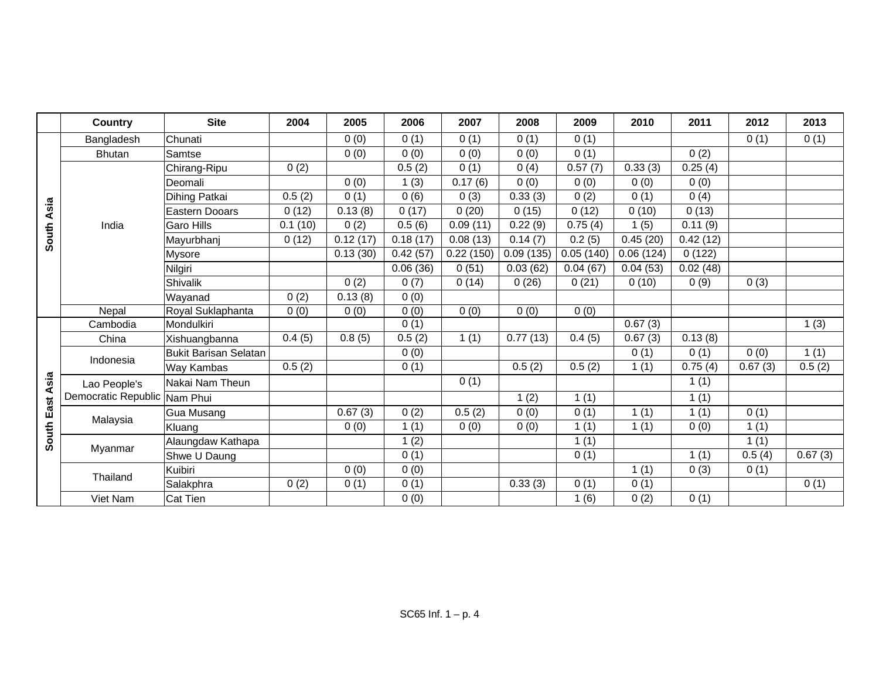| | Country | Site | 2004 | 2005 | 2006 | 2007 | 2008 | 2009 | 2010 | 2011 | 2012 | 2013 |
|---|---|---|---|---|---|---|---|---|---|---|---|---|
| South Asia | Bangladesh | Chunati | | 0 (0) | 0 (1) | 0 (1) | 0 (1) | 0 (1) | | | 0 (1) | 0 (1) |
| | Bhutan | Samtse | | 0 (0) | 0 (0) | 0 (0) | 0 (0) | 0 (1) | | 0 (2) | | |
| | India | Chirang-Ripu | 0 (2) | | 0.5 (2) | 0 (1) | 0 (4) | 0.57 (7) | 0.33 (3) | 0.25 (4) | | |
| | | Deomali | | 0 (0) | 1 (3) | 0.17 (6) | 0 (0) | 0 (0) | 0 (0) | 0 (0) | | |
| | | Dihing Patkai | 0.5 (2) | 0 (1) | 0 (6) | 0 (3) | 0.33 (3) | 0 (2) | 0 (1) | 0 (4) | | |
| | | Eastern Dooars | 0 (12) | 0.13 (8) | 0 (17) | 0 (20) | 0 (15) | 0 (12) | 0 (10) | 0 (13) | | |
| | | Garo Hills | 0.1 (10) | 0 (2) | 0.5 (6) | 0.09 (11) | 0.22 (9) | 0.75 (4) | 1 (5) | 0.11 (9) | | |
| | | Mayurbhanj | 0 (12) | 0.12 (17) | 0.18 (17) | 0.08 (13) | 0.14 (7) | 0.2 (5) | 0.45 (20) | 0.42 (12) | | |
| | | Mysore | | 0.13 (30) | 0.42 (57) | 0.22 (150) | 0.09 (135) | 0.05 (140) | 0.06 (124) | 0 (122) | | |
| | | Nilgiri | | | 0.06 (36) | 0 (51) | 0.03 (62) | 0.04 (67) | 0.04 (53) | 0.02 (48) | | |
| | | Shivalik | | 0 (2) | 0 (7) | 0 (14) | 0 (26) | 0 (21) | 0 (10) | 0 (9) | 0 (3) | |
| | | Wayanad | 0 (2) | 0.13 (8) | 0 (0) | | | | | | | |
| | Nepal | Royal Suklaphanta | 0 (0) | 0 (0) | 0 (0) | 0 (0) | 0 (0) | 0 (0) | | | | |
| South East Asia | Cambodia | Mondulkiri | | | 0 (1) | | | | 0.67 (3) | | | 1 (3) |
| | China | Xishuangbanna | 0.4 (5) | 0.8 (5) | 0.5 (2) | 1 (1) | 0.77 (13) | 0.4 (5) | 0.67 (3) | 0.13 (8) | | |
| | Indonesia | Bukit Barisan Selatan | | | 0 (0) | | | | 0 (1) | 0 (1) | 0 (0) | 1 (1) |
| | | Way Kambas | 0.5 (2) | | 0 (1) | | 0.5 (2) | 0.5 (2) | 1 (1) | 0.75 (4) | 0.67 (3) | 0.5 (2) |
| | Lao People's Democratic Republic | Nakai Nam Theun | | | | 0 (1) | | | | 1 (1) | | |
| | | Nam Phui | | | | | 1 (2) | 1 (1) | | 1 (1) | | |
| | Malaysia | Gua Musang | | 0.67 (3) | 0 (2) | 0.5 (2) | 0 (0) | 0 (1) | 1 (1) | 1 (1) | 0 (1) | |
| | | Kluang | | 0 (0) | 1 (1) | 0 (0) | 0 (0) | 1 (1) | 1 (1) | 0 (0) | 1 (1) | |
| | Myanmar | Alaungdaw Kathapa | | | 1 (2) | | | 1 (1) | | | 1 (1) | |
| | | Shwe U Daung | | | 0 (1) | | | 0 (1) | | 1 (1) | 0.5 (4) | 0.67 (3) |
| | Thailand | Kuibiri | | 0 (0) | 0 (0) | | | | 1 (1) | 0 (3) | 0 (1) | |
| | | Salakphra | 0 (2) | 0 (1) | 0 (1) | | 0.33 (3) | 0 (1) | 0 (1) | | | 0 (1) |
| | Viet Nam | Cat Tien | | | 0 (0) | | | 1 (6) | 0 (2) | 0 (1) | | |

SC65 Inf. 1 – p. 4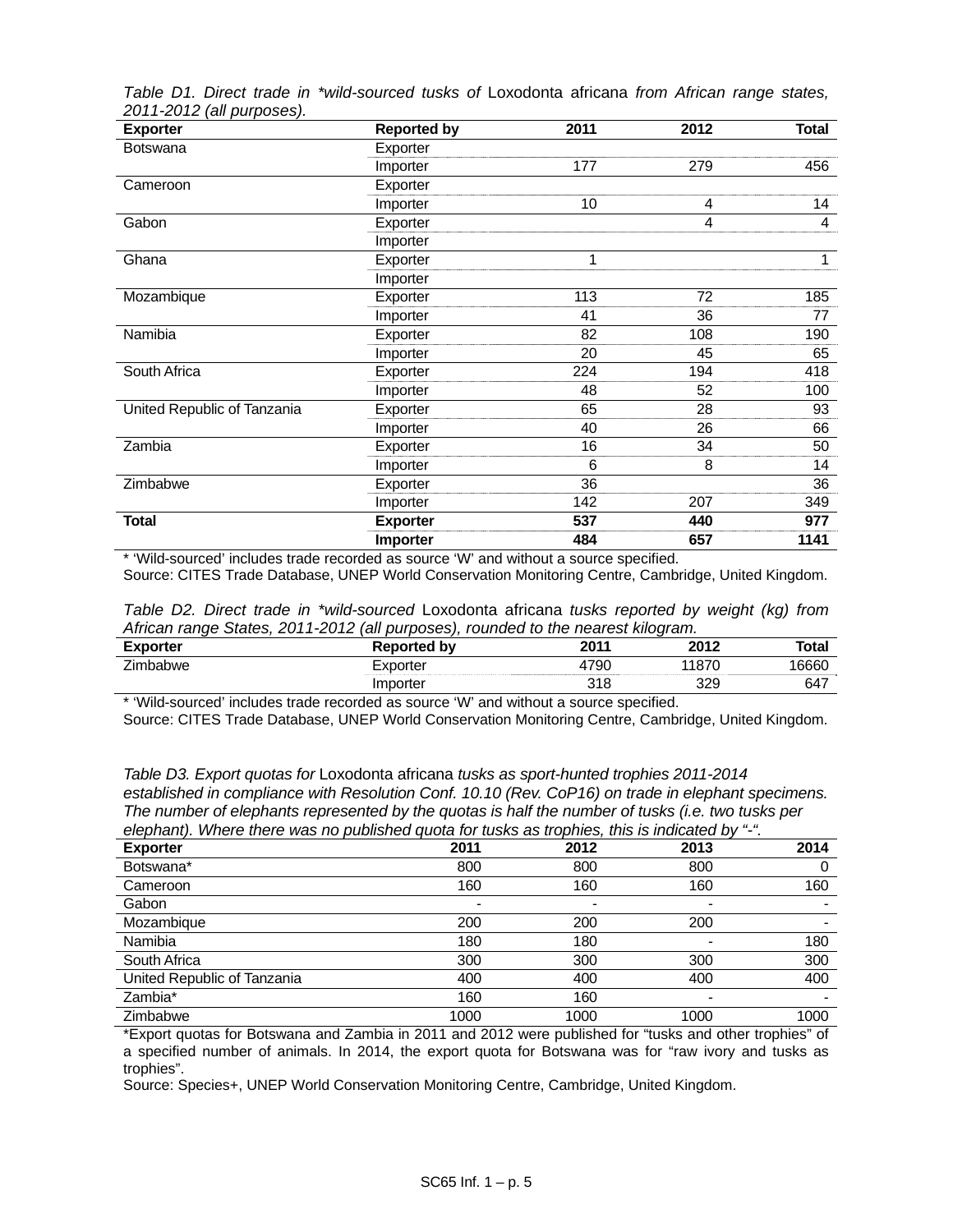*Table D1. Direct trade in \*wild-sourced tusks of* Loxodonta africana *from African range states, 2011-2012 (all purposes).*

| Exporter | Reported by | 2011 | 2012 | Total |
|---|---|---|---|---|
| Botswana | Exporter | | | |
| | Importer | 177 | 279 | 456 |
| Cameroon | Exporter | | | |
| | Importer | 10 | 4 | 14 |
| Gabon | Exporter | | 4 | 4 |
| | Importer | | | |
| Ghana | Exporter | 1 | | 1 |
| | Importer | | | |
| Mozambique | Exporter | 113 | 72 | 185 |
| | Importer | 41 | 36 | 77 |
| Namibia | Exporter | 82 | 108 | 190 |
| | Importer | 20 | 45 | 65 |
| South Africa | Exporter | 224 | 194 | 418 |
| | Importer | 48 | 52 | 100 |
| United Republic of Tanzania | Exporter | 65 | 28 | 93 |
| | Importer | 40 | 26 | 66 |
| Zambia | Exporter | 16 | 34 | 50 |
| | Importer | 6 | 8 | 14 |
| Zimbabwe | Exporter | 36 | | 36 |
| | Importer | 142 | 207 | 349 |
| **Total** | **Exporter** | **537** | **440** | **977** |
| | **Importer** | **484** | **657** | **1141** |

\* 'Wild-sourced' includes trade recorded as source 'W' and without a source specified.

Source: CITES Trade Database, UNEP World Conservation Monitoring Centre, Cambridge, United Kingdom.

*Table D2. Direct trade in \*wild-sourced* Loxodonta africana *tusks reported by weight (kg) from African range States, 2011-2012 (all purposes), rounded to the nearest kilogram.*

| Exporter | Reported by | 2011 | 2012 | Total |
|---|---|---|---|---|
| Zimbabwe | Exporter | 4790 | 11870 | 16660 |
| | Importer | 318 | 329 | 647 |

\* 'Wild-sourced' includes trade recorded as source 'W' and without a source specified.

Source: CITES Trade Database, UNEP World Conservation Monitoring Centre, Cambridge, United Kingdom.

*Table D3. Export quotas for* Loxodonta africana *tusks as sport-hunted trophies 2011-2014 established in compliance with Resolution Conf. 10.10 (Rev. CoP16) on trade in elephant specimens. The number of elephants represented by the quotas is half the number of tusks (i.e. two tusks per elephant). Where there was no published quota for tusks as trophies, this is indicated by "-".*

| Exporter | 2011 | 2012 | 2013 | 2014 |
|---|---|---|---|---|
| Botswana* | 800 | 800 | 800 | 0 |
| Cameroon | 160 | 160 | 160 | 160 |
| Gabon | - | - | - | - |
| Mozambique | 200 | 200 | 200 | - |
| Namibia | 180 | 180 | - | 180 |
| South Africa | 300 | 300 | 300 | 300 |
| United Republic of Tanzania | 400 | 400 | 400 | 400 |
| Zambia* | 160 | 160 | - | - |
| Zimbabwe | 1000 | 1000 | 1000 | 1000 |

*Export quotas for Botswana and Zambia in 2011 and 2012 were published for "tusks and other trophies" of a specified number of animals. In 2014, the export quota for Botswana was for "raw ivory and tusks as trophies".

Source: Species+, UNEP World Conservation Monitoring Centre, Cambridge, United Kingdom.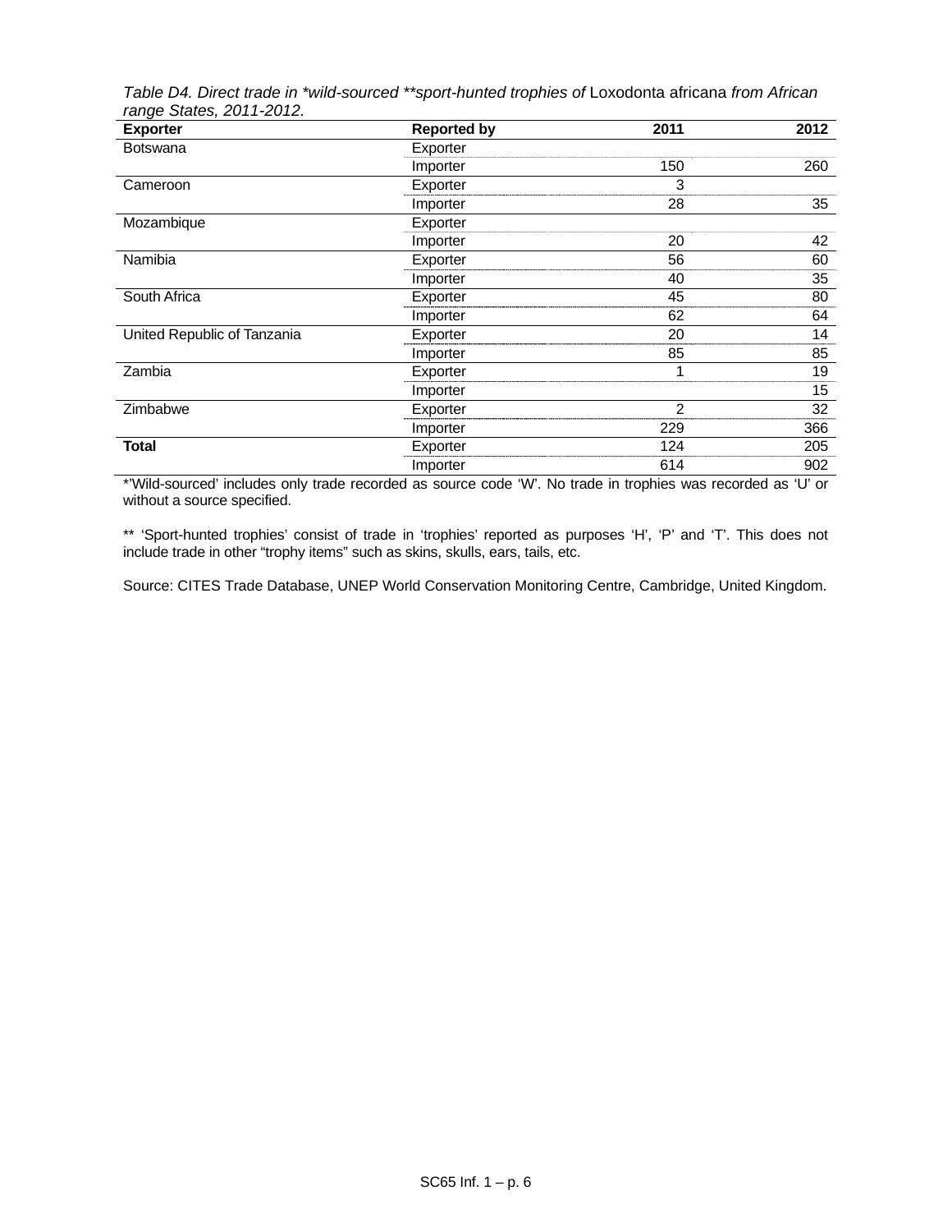*Table D4. Direct trade in \*wild-sourced \*\*sport-hunted trophies of* Loxodonta africana *from African range States, 2011-2012.*

| Exporter | Reported by | 2011 | 2012 |
|---|---|---|---|
| Botswana | Exporter | | |
| | Importer | 150 | 260 |
| Cameroon | Exporter | 3 | |
| | Importer | 28 | 35 |
| Mozambique | Exporter | | |
| | Importer | 20 | 42 |
| Namibia | Exporter | 56 | 60 |
| | Importer | 40 | 35 |
| South Africa | Exporter | 45 | 80 |
| | Importer | 62 | 64 |
| United Republic of Tanzania | Exporter | 20 | 14 |
| | Importer | 85 | 85 |
| Zambia | Exporter | 1 | 19 |
| | Importer | | 15 |
| Zimbabwe | Exporter | 2 | 32 |
| | Importer | 229 | 366 |
| **Total** | Exporter | 124 | 205 |
| | Importer | 614 | 902 |

*'Wild-sourced' includes only trade recorded as source code 'W'. No trade in trophies was recorded as 'U' or without a source specified.

** 'Sport-hunted trophies' consist of trade in 'trophies' reported as purposes 'H', 'P' and 'T'. This does not include trade in other "trophy items" such as skins, skulls, ears, tails, etc.

Source: CITES Trade Database, UNEP World Conservation Monitoring Centre, Cambridge, United Kingdom.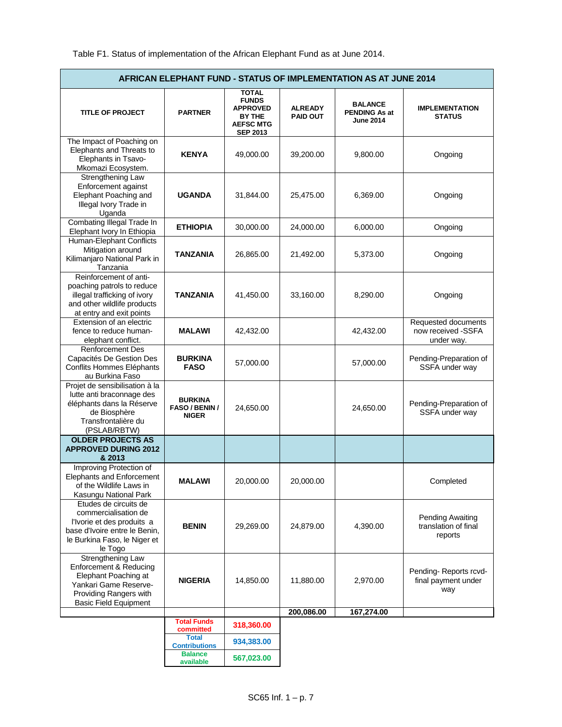Table F1. Status of implementation of the African Elephant Fund as at June 2014.

| AFRICAN ELEPHANT FUND - STATUS OF IMPLEMENTATION AS AT JUNE 2014 | | | | | |
|---|---|---|---|---|---|
| **TITLE OF PROJECT** | **PARTNER** | **TOTAL FUNDS APPROVED BY THE AEFSC MTG SEP 2013** | **ALREADY PAID OUT** | **BALANCE PENDING As at June 2014** | **IMPLEMENTATION STATUS** |
| The Impact of Poaching on Elephants and Threats to Elephants in Tsavo-Mkomazi Ecosystem. | **KENYA** | 49,000.00 | 39,200.00 | 9,800.00 | Ongoing |
| Strengthening Law Enforcement against Elephant Poaching and Illegal Ivory Trade in Uganda | **UGANDA** | 31,844.00 | 25,475.00 | 6,369.00 | Ongoing |
| Combating Illegal Trade In Elephant Ivory In Ethiopia | **ETHIOPIA** | 30,000.00 | 24,000.00 | 6,000.00 | Ongoing |
| Human-Elephant Conflicts Mitigation around Kilimanjaro National Park in Tanzania | **TANZANIA** | 26,865.00 | 21,492.00 | 5,373.00 | Ongoing |
| Reinforcement of anti-poaching patrols to reduce illegal trafficking of ivory and other wildlife products at entry and exit points | **TANZANIA** | 41,450.00 | 33,160.00 | 8,290.00 | Ongoing |
| Extension of an electric fence to reduce human-elephant conflict. | **MALAWI** | 42,432.00 | | 42,432.00 | Requested documents now received -SSFA under way. |
| Renforcement Des Capacités De Gestion Des Conflits Hommes Eléphants au Burkina Faso | **BURKINA FASO** | 57,000.00 | | 57,000.00 | Pending-Preparation of SSFA under way |
| Projet de sensibilisation à la lutte anti braconnage des éléphants dans la Réserve de Biosphère Transfrontalière du (PSLAB/RBTW) | **BURKINA FASO / BENIN / NIGER** | 24,650.00 | | 24,650.00 | Pending-Preparation of SSFA under way |
| **OLDER PROJECTS AS APPROVED DURING 2012 & 2013** | | | | | |
| Improving Protection of Elephants and Enforcement of the Wildlife Laws in Kasungu National Park | **MALAWI** | 20,000.00 | 20,000.00 | | Completed |
| Etudes de circuits de commercialisation de l'Ivorie et des produits a base d'Ivoire entre le Benin, le Burkina Faso, le Niger et le Togo | **BENIN** | 29,269.00 | 24,879.00 | 4,390.00 | Pending Awaiting translation of final reports |
| Strengthening Law Enforcement & Reducing Elephant Poaching at Yankari Game Reserve-Providing Rangers with Basic Field Equipment | **NIGERIA** | 14,850.00 | 11,880.00 | 2,970.00 | Pending- Reports rcvd-final payment under way |
| | | | **200,086.00** | **167,274.00** | |
| | **Total Funds committed** | **318,360.00** | | | |
| | **Total Contributions** | **934,383.00** | | | |
| | **Balance available** | **567,023.00** | | | |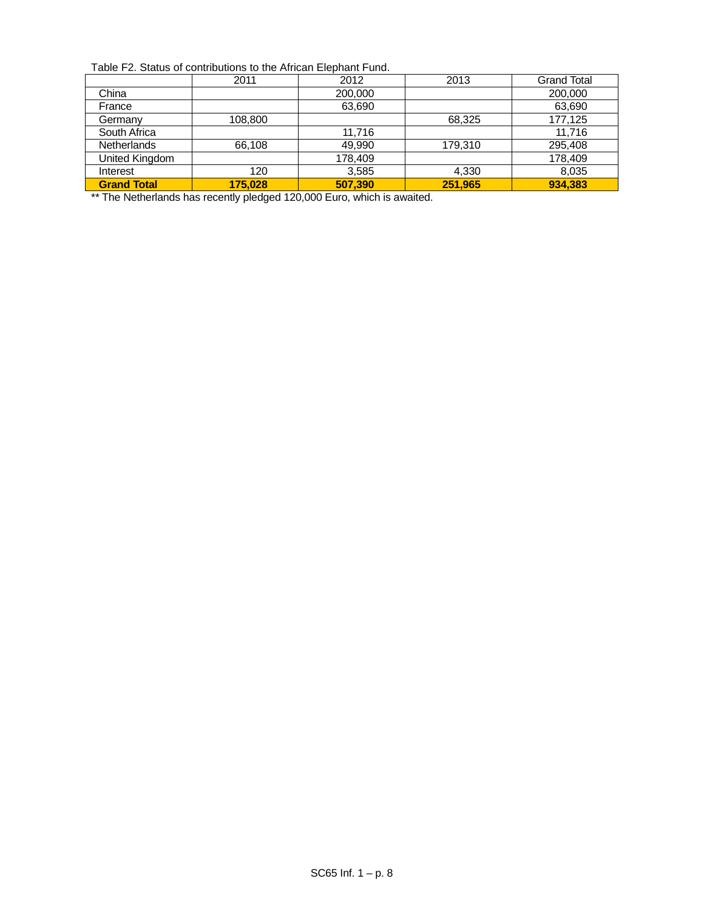Table F2. Status of contributions to the African Elephant Fund.

| | 2011 | 2012 | 2013 | Grand Total |
|---|---|---|---|---|
| China | | 200,000 | | 200,000 |
| France | | 63,690 | | 63,690 |
| Germany | 108,800 | | 68,325 | 177,125 |
| South Africa | | 11,716 | | 11,716 |
| Netherlands | 66,108 | 49,990 | 179,310 | 295,408 |
| United Kingdom | | 178,409 | | 178,409 |
| Interest | 120 | 3,585 | 4,330 | 8,035 |
| **Grand Total** | **175,028** | **507,390** | **251,965** | **934,383** |

** The Netherlands has recently pledged 120,000 Euro, which is awaited.